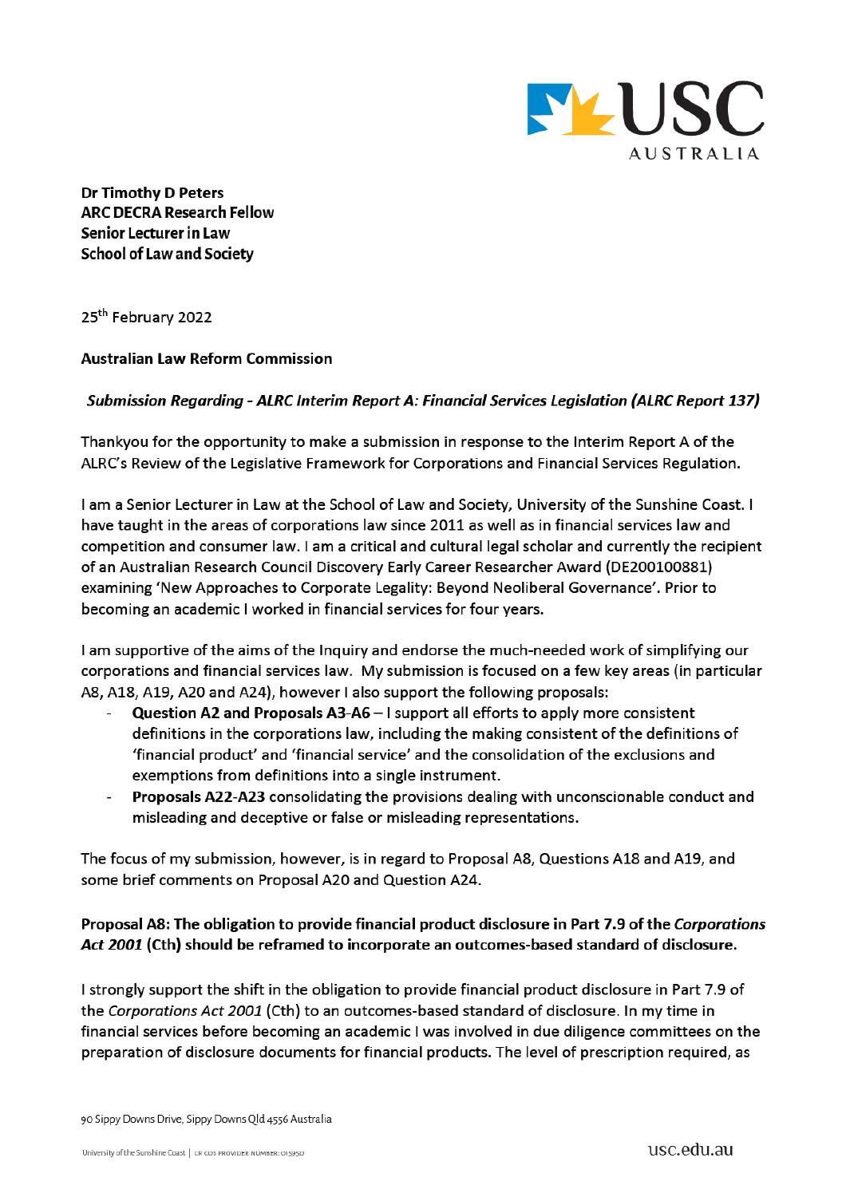**Dr Timothy D Peters**
**ARC DECRA Research Fellow**
**Senior Lecturer in Law**
**School of Law and Society**

25th February 2022

**Australian Law Reform Commission**

***Submission Regarding - ALRC Interim Report A: Financial Services Legislation (ALRC Report 137)***

Thankyou for the opportunity to make a submission in response to the Interim Report A of the ALRC's Review of the Legislative Framework for Corporations and Financial Services Regulation.

I am a Senior Lecturer in Law at the School of Law and Society, University of the Sunshine Coast. I have taught in the areas of corporations law since 2011 as well as in financial services law and competition and consumer law. I am a critical and cultural legal scholar and currently the recipient of an Australian Research Council Discovery Early Career Researcher Award (DE200100881) examining 'New Approaches to Corporate Legality: Beyond Neoliberal Governance'. Prior to becoming an academic I worked in financial services for four years.

I am supportive of the aims of the Inquiry and endorse the much-needed work of simplifying our corporations and financial services law. My submission is focused on a few key areas (in particular A8, A18, A19, A20 and A24), however I also support the following proposals:

- **Question A2 and Proposals A3-A6** – I support all efforts to apply more consistent definitions in the corporations law, including the making consistent of the definitions of 'financial product' and 'financial service' and the consolidation of the exclusions and exemptions from definitions into a single instrument.
- **Proposals A22-A23** consolidating the provisions dealing with unconscionable conduct and misleading and deceptive or false or misleading representations.

The focus of my submission, however, is in regard to Proposal A8, Questions A18 and A19, and some brief comments on Proposal A20 and Question A24.

**Proposal A8: The obligation to provide financial product disclosure in Part 7.9 of the *Corporations Act 2001* (Cth) should be reframed to incorporate an outcomes-based standard of disclosure.**

I strongly support the shift in the obligation to provide financial product disclosure in Part 7.9 of the *Corporations Act 2001* (Cth) to an outcomes-based standard of disclosure. In my time in financial services before becoming an academic I was involved in due diligence committees on the preparation of disclosure documents for financial products. The level of prescription required, as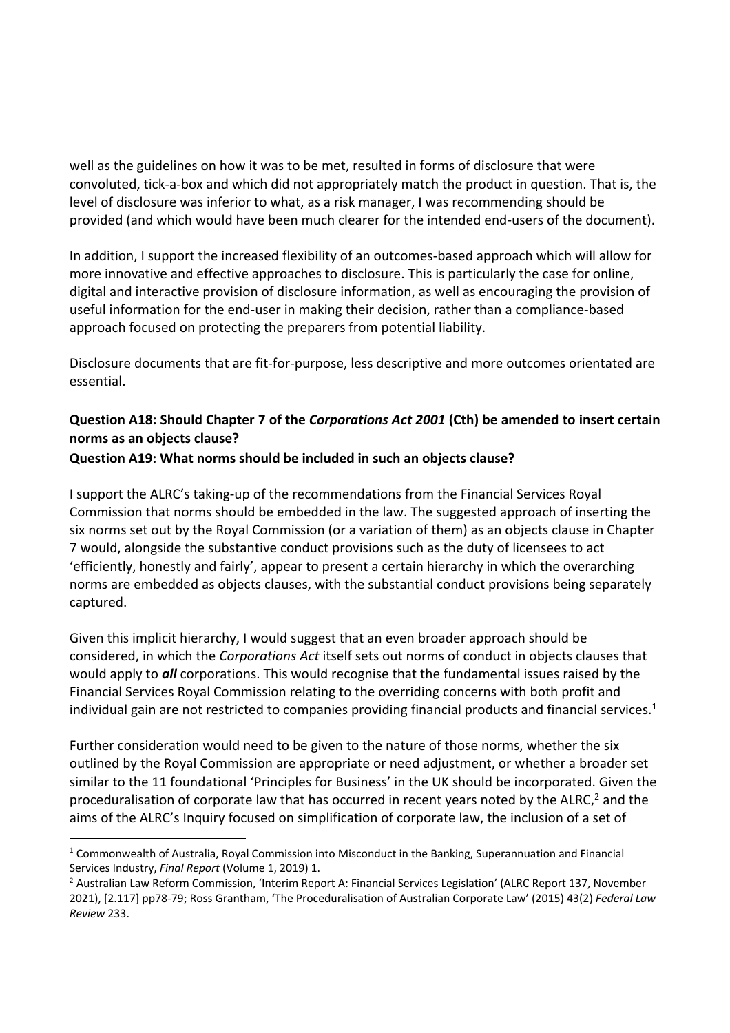well as the guidelines on how it was to be met, resulted in forms of disclosure that were convoluted, tick-a-box and which did not appropriately match the product in question. That is, the level of disclosure was inferior to what, as a risk manager, I was recommending should be provided (and which would have been much clearer for the intended end-users of the document).

In addition, I support the increased flexibility of an outcomes-based approach which will allow for more innovative and effective approaches to disclosure. This is particularly the case for online, digital and interactive provision of disclosure information, as well as encouraging the provision of useful information for the end-user in making their decision, rather than a compliance-based approach focused on protecting the preparers from potential liability.

Disclosure documents that are fit-for-purpose, less descriptive and more outcomes orientated are essential.

**Question A18: Should Chapter 7 of the *Corporations Act 2001* (Cth) be amended to insert certain norms as an objects clause?**
**Question A19: What norms should be included in such an objects clause?**

I support the ALRC's taking-up of the recommendations from the Financial Services Royal Commission that norms should be embedded in the law. The suggested approach of inserting the six norms set out by the Royal Commission (or a variation of them) as an objects clause in Chapter 7 would, alongside the substantive conduct provisions such as the duty of licensees to act 'efficiently, honestly and fairly', appear to present a certain hierarchy in which the overarching norms are embedded as objects clauses, with the substantial conduct provisions being separately captured.

Given this implicit hierarchy, I would suggest that an even broader approach should be considered, in which the *Corporations Act* itself sets out norms of conduct in objects clauses that would apply to ***all*** corporations. This would recognise that the fundamental issues raised by the Financial Services Royal Commission relating to the overriding concerns with both profit and individual gain are not restricted to companies providing financial products and financial services.[1]

Further consideration would need to be given to the nature of those norms, whether the six outlined by the Royal Commission are appropriate or need adjustment, or whether a broader set similar to the 11 foundational 'Principles for Business' in the UK should be incorporated. Given the proceduralisation of corporate law that has occurred in recent years noted by the ALRC,[2] and the aims of the ALRC's Inquiry focused on simplification of corporate law, the inclusion of a set of

---

[1] Commonwealth of Australia, Royal Commission into Misconduct in the Banking, Superannuation and Financial Services Industry, *Final Report* (Volume 1, 2019) 1.

[2] Australian Law Reform Commission, 'Interim Report A: Financial Services Legislation' (ALRC Report 137, November 2021), [2.117] pp78-79; Ross Grantham, 'The Proceduralisation of Australian Corporate Law' (2015) 43(2) *Federal Law Review* 233.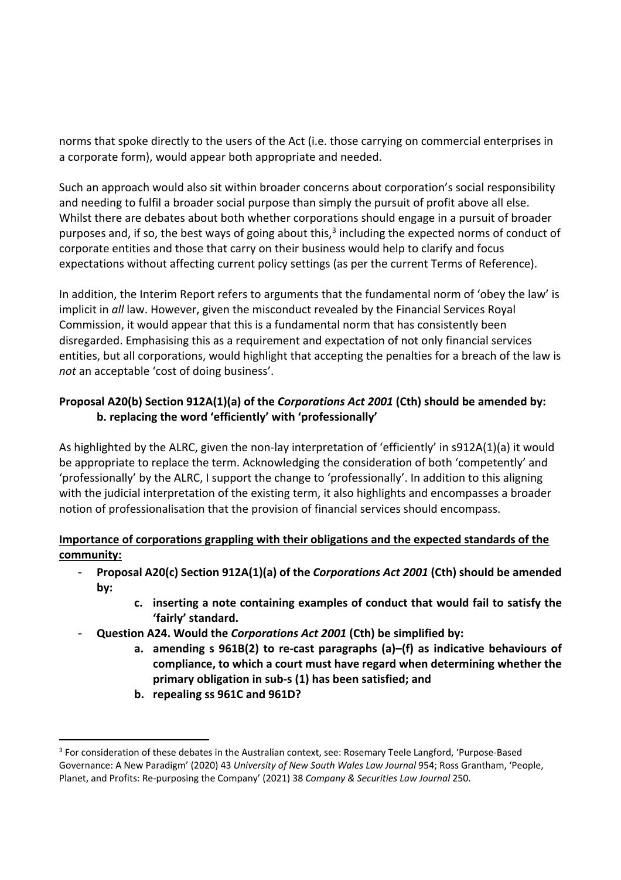norms that spoke directly to the users of the Act (i.e. those carrying on commercial enterprises in a corporate form), would appear both appropriate and needed.

Such an approach would also sit within broader concerns about corporation's social responsibility and needing to fulfil a broader social purpose than simply the pursuit of profit above all else. Whilst there are debates about both whether corporations should engage in a pursuit of broader purposes and, if so, the best ways of going about this,[3] including the expected norms of conduct of corporate entities and those that carry on their business would help to clarify and focus expectations without affecting current policy settings (as per the current Terms of Reference).

In addition, the Interim Report refers to arguments that the fundamental norm of 'obey the law' is implicit in *all* law. However, given the misconduct revealed by the Financial Services Royal Commission, it would appear that this is a fundamental norm that has consistently been disregarded. Emphasising this as a requirement and expectation of not only financial services entities, but all corporations, would highlight that accepting the penalties for a breach of the law is *not* an acceptable 'cost of doing business'.

**Proposal A20(b) Section 912A(1)(a) of the *Corporations Act 2001* (Cth) should be amended by:**
**b. replacing the word 'efficiently' with 'professionally'**

As highlighted by the ALRC, given the non-lay interpretation of 'efficiently' in s912A(1)(a) it would be appropriate to replace the term. Acknowledging the consideration of both 'competently' and 'professionally' by the ALRC, I support the change to 'professionally'. In addition to this aligning with the judicial interpretation of the existing term, it also highlights and encompasses a broader notion of professionalisation that the provision of financial services should encompass.

**<u>Importance of corporations grappling with their obligations and the expected standards of the community:</u>**

- **Proposal A20(c) Section 912A(1)(a) of the *Corporations Act 2001* (Cth) should be amended by:**
    - **c. inserting a note containing examples of conduct that would fail to satisfy the 'fairly' standard.**
- **Question A24. Would the *Corporations Act 2001* (Cth) be simplified by:**
    - **a. amending s 961B(2) to re-cast paragraphs (a)–(f) as indicative behaviours of compliance, to which a court must have regard when determining whether the primary obligation in sub-s (1) has been satisfied; and**
    - **b. repealing ss 961C and 961D?**

---

[3] For consideration of these debates in the Australian context, see: Rosemary Teele Langford, 'Purpose-Based Governance: A New Paradigm' (2020) 43 *University of New South Wales Law Journal* 954; Ross Grantham, 'People, Planet, and Profits: Re-purposing the Company' (2021) 38 *Company & Securities Law Journal* 250.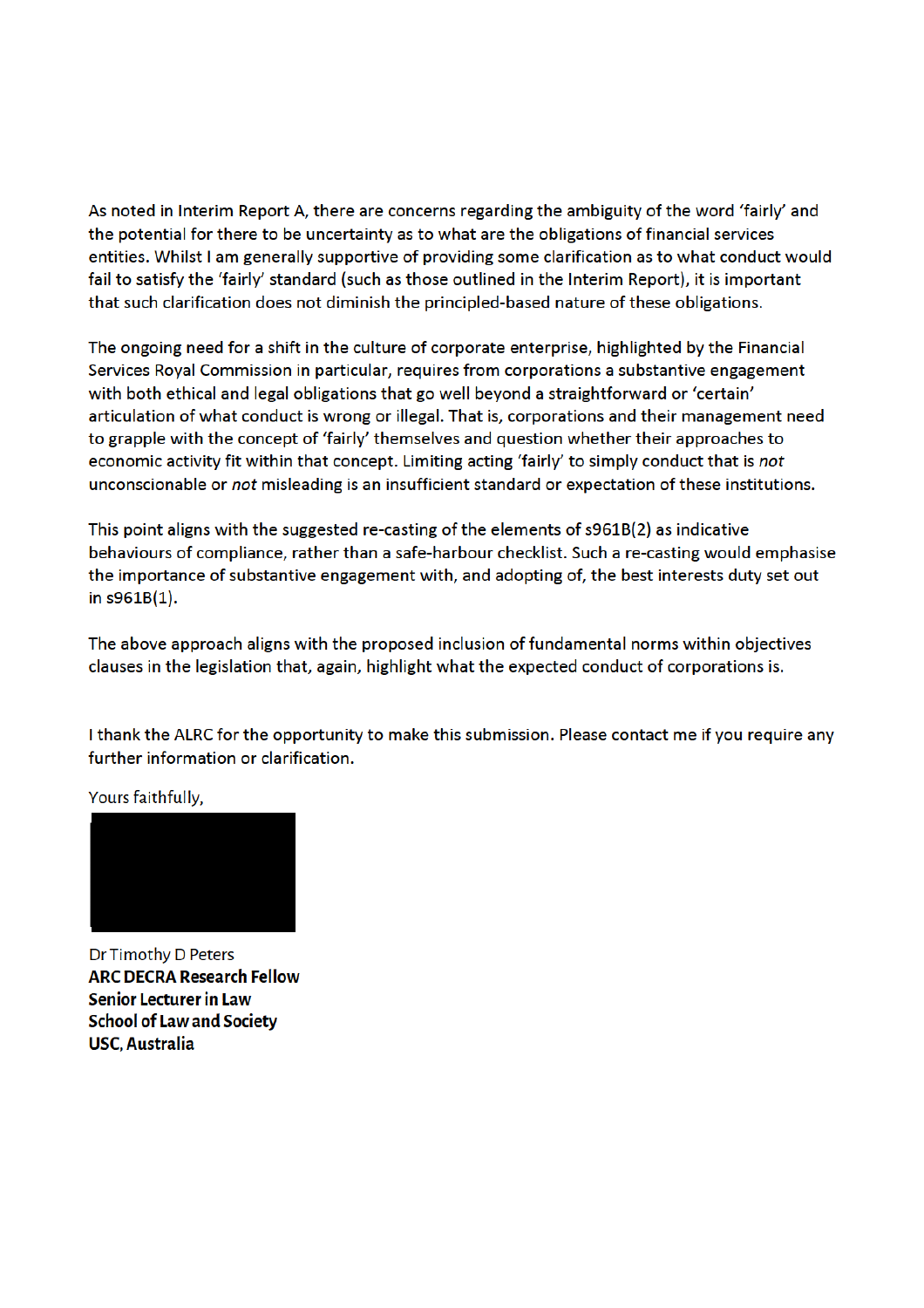As noted in Interim Report A, there are concerns regarding the ambiguity of the word 'fairly' and the potential for there to be uncertainty as to what are the obligations of financial services entities. Whilst I am generally supportive of providing some clarification as to what conduct would fail to satisfy the 'fairly' standard (such as those outlined in the Interim Report), it is important that such clarification does not diminish the principled-based nature of these obligations.

The ongoing need for a shift in the culture of corporate enterprise, highlighted by the Financial Services Royal Commission in particular, requires from corporations a substantive engagement with both ethical and legal obligations that go well beyond a straightforward or 'certain' articulation of what conduct is wrong or illegal. That is, corporations and their management need to grapple with the concept of 'fairly' themselves and question whether their approaches to economic activity fit within that concept. Limiting acting 'fairly' to simply conduct that is *not* unconscionable or *not* misleading is an insufficient standard or expectation of these institutions.

This point aligns with the suggested re-casting of the elements of s961B(2) as indicative behaviours of compliance, rather than a safe-harbour checklist. Such a re-casting would emphasise the importance of substantive engagement with, and adopting of, the best interests duty set out in s961B(1).

The above approach aligns with the proposed inclusion of fundamental norms within objectives clauses in the legislation that, again, highlight what the expected conduct of corporations is.

I thank the ALRC for the opportunity to make this submission. Please contact me if you require any further information or clarification.

Yours faithfully,

Dr Timothy D Peters
**ARC DECRA Research Fellow**
**Senior Lecturer in Law**
**School of Law and Society**
**USC, Australia**